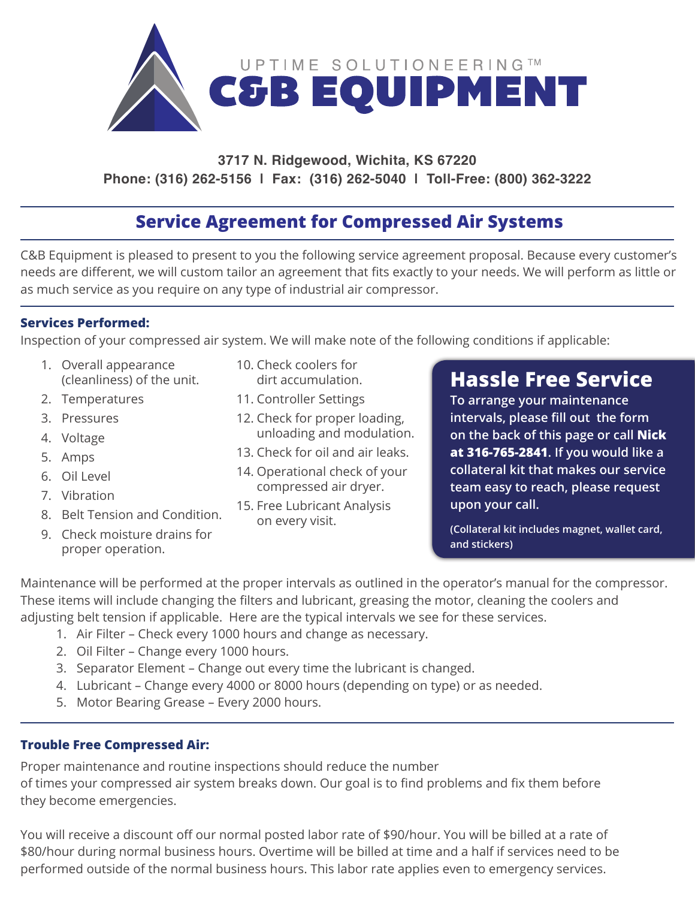UPTIME SOLUTIONEERING™

# C&B EQUIPMENT

**3717 N. Ridgewood, Wichita, KS 67220**
**Phone: (316) 262-5156 l Fax: (316) 262-5040 l Toll-Free: (800) 362-3222**

## Service Agreement for Compressed Air Systems

C&B Equipment is pleased to present to you the following service agreement proposal. Because every customer's needs are different, we will custom tailor an agreement that fits exactly to your needs. We will perform as little or as much service as you require on any type of industrial air compressor.

### Services Performed:

Inspection of your compressed air system. We will make note of the following conditions if applicable:

1. Overall appearance (cleanliness) of the unit.
2. Temperatures
3. Pressures
4. Voltage
5. Amps
6. Oil Level
7. Vibration
8. Belt Tension and Condition.
9. Check moisture drains for proper operation.
10. Check coolers for dirt accumulation.
11. Controller Settings
12. Check for proper loading, unloading and modulation.
13. Check for oil and air leaks.
14. Operational check of your compressed air dryer.
15. Free Lubricant Analysis on every visit.

### Hassle Free Service

**To arrange your maintenance intervals, please fill out the form on the back of this page or call Nick at 316-765-2841. If you would like a collateral kit that makes our service team easy to reach, please request upon your call.**

**(Collateral kit includes magnet, wallet card, and stickers)**

Maintenance will be performed at the proper intervals as outlined in the operator's manual for the compressor. These items will include changing the filters and lubricant, greasing the motor, cleaning the coolers and adjusting belt tension if applicable. Here are the typical intervals we see for these services.

1. Air Filter – Check every 1000 hours and change as necessary.
2. Oil Filter – Change every 1000 hours.
3. Separator Element – Change out every time the lubricant is changed.
4. Lubricant – Change every 4000 or 8000 hours (depending on type) or as needed.
5. Motor Bearing Grease – Every 2000 hours.

### Trouble Free Compressed Air:

Proper maintenance and routine inspections should reduce the number of times your compressed air system breaks down. Our goal is to find problems and fix them before they become emergencies.

You will receive a discount off our normal posted labor rate of $90/hour. You will be billed at a rate of $80/hour during normal business hours. Overtime will be billed at time and a half if services need to be performed outside of the normal business hours. This labor rate applies even to emergency services.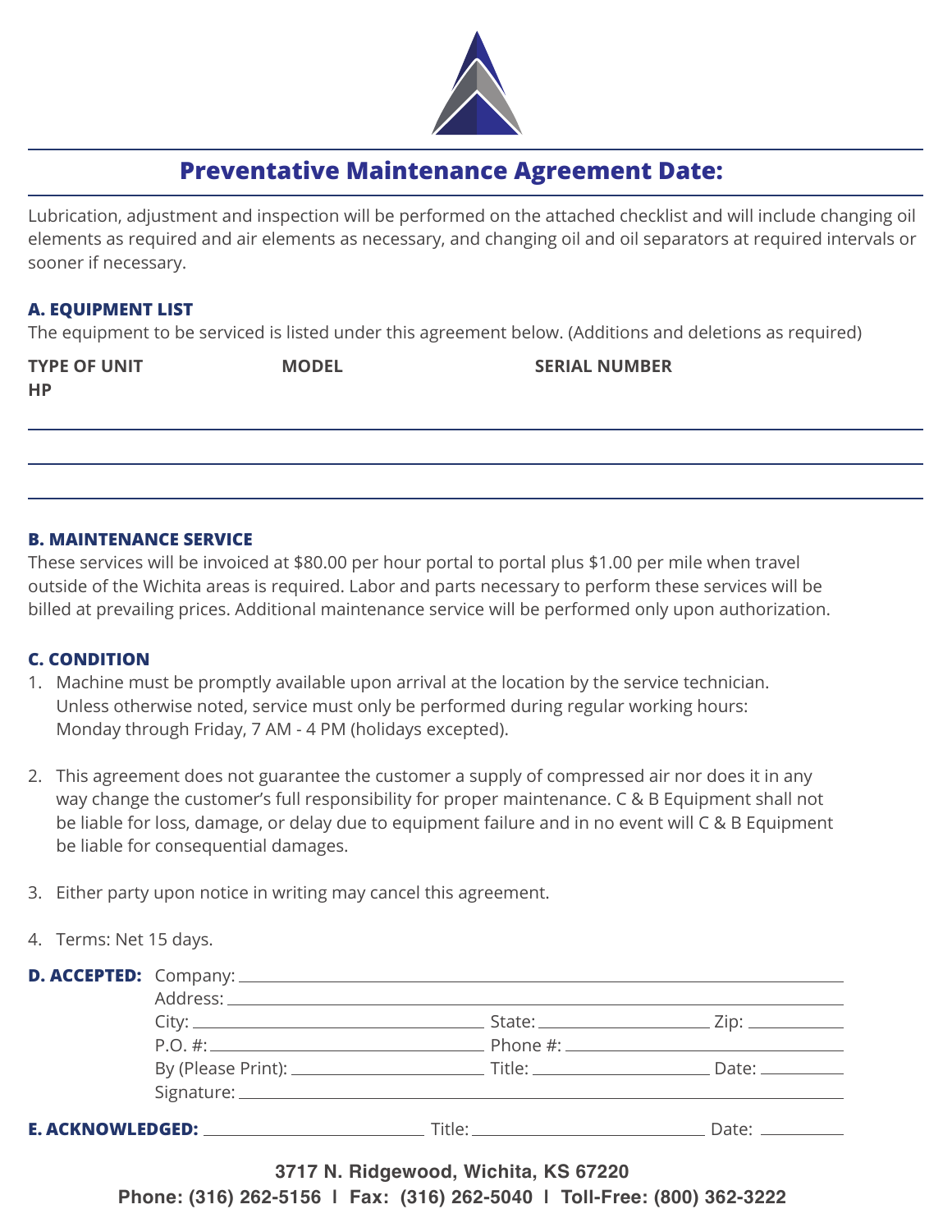# Preventative Maintenance Agreement Date:

Lubrication, adjustment and inspection will be performed on the attached checklist and will include changing oil elements as required and air elements as necessary, and changing oil and oil separators at required intervals or sooner if necessary.

### A. EQUIPMENT LIST

The equipment to be serviced is listed under this agreement below. (Additions and deletions as required)

| TYPE OF UNIT HP | MODEL | SERIAL NUMBER |
| --- | --- | --- |
| | | |
| | | |
| | | |

### B. MAINTENANCE SERVICE

These services will be invoiced at $80.00 per hour portal to portal plus $1.00 per mile when travel outside of the Wichita areas is required. Labor and parts necessary to perform these services will be billed at prevailing prices. Additional maintenance service will be performed only upon authorization.

### C. CONDITION

1. Machine must be promptly available upon arrival at the location by the service technician. Unless otherwise noted, service must only be performed during regular working hours: Monday through Friday, 7 AM - 4 PM (holidays excepted).

2. This agreement does not guarantee the customer a supply of compressed air nor does it in any way change the customer's full responsibility for proper maintenance. C & B Equipment shall not be liable for loss, damage, or delay due to equipment failure and in no event will C & B Equipment be liable for consequential damages.

3. Either party upon notice in writing may cancel this agreement.

4. Terms: Net 15 days.

**D. ACCEPTED:** Company: ______________________________

Address: ______________________________

City: ______________ State: ______________ Zip: __________

P.O. #: ______________ Phone #: ______________

By (Please Print): ______________ Title: ______________ Date: __________

Signature: ______________________________

**E. ACKNOWLEDGED:** ______________ Title: ______________ Date: __________

**3717 N. Ridgewood, Wichita, KS 67220**
**Phone: (316) 262-5156 l Fax: (316) 262-5040 l Toll-Free: (800) 362-3222**